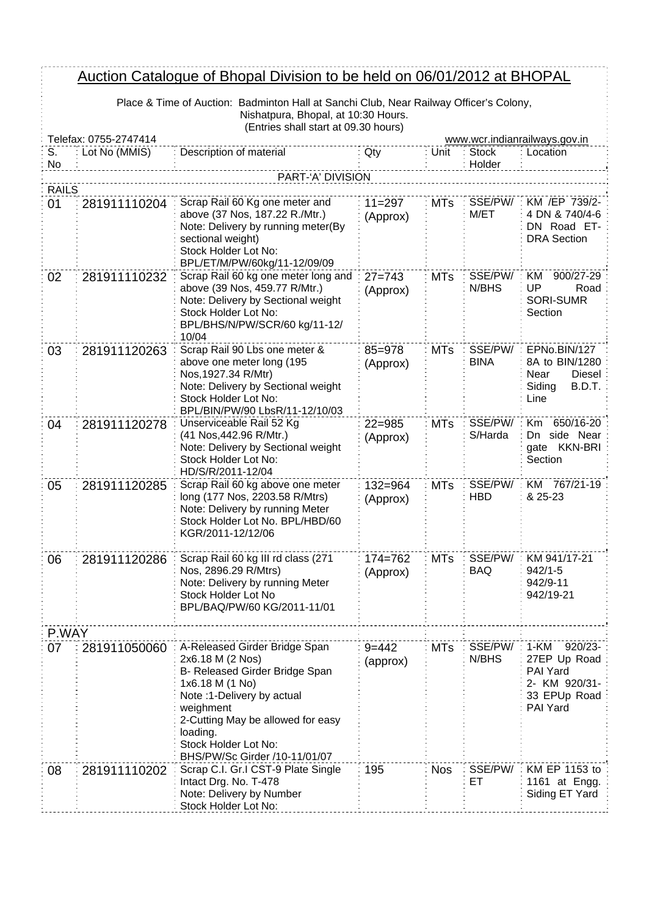# Auction Catalogue of Bhopal Division to be held on 06/01/2012 at BHOPAL

Place & Time of Auction: Badminton Hall at Sanchi Club, Near Railway Officer's Colony, Nishatpura, Bhopal, at 10:30 Hours.
(Entries shall start at 09.30 hours)

Telefax: 0755-2747414 www.wcr.indianrailways.gov.in

| S. No | Lot No (MMIS) | Description of material | Qty | Unit | Stock Holder | Location |
|---|---|---|---|---|---|---|
| | | PART-'A' DIVISION | | | | |
| RAILS | | | | | | |
| 01 | 281911110204 | Scrap Rail 60 Kg one meter and above (37 Nos, 187.22 R./Mtr.) Note: Delivery by running meter(By sectional weight) Stock Holder Lot No: BPL/ET/M/PW/60kg/11-12/09/09 | 11=297 (Approx) | MTs | SSE/PW/ M/ET | KM /EP 739/2-4 DN & 740/4-6 DN Road ET-DRA Section |
| 02 | 281911110232 | Scrap Rail 60 kg one meter long and above (39 Nos, 459.77 R/Mtr.) Note: Delivery by Sectional weight Stock Holder Lot No: BPL/BHS/N/PW/SCR/60 kg/11-12/ 10/04 | 27=743 (Approx) | MTs | SSE/PW/ N/BHS | KM 900/27-29 UP Road SORI-SUMR Section |
| 03 | 281911120263 | Scrap Rail 90 Lbs one meter & above one meter long (195 Nos,1927.34 R/Mtr) Note: Delivery by Sectional weight Stock Holder Lot No: BPL/BIN/PW/90 LbsR/11-12/10/03 | 85=978 (Approx) | MTs | SSE/PW/ BINA | EPNo.BIN/127 8A to BIN/1280 Near Diesel Siding B.D.T. Line |
| 04 | 281911120278 | Unserviceable Rail 52 Kg (41 Nos,442.96 R/Mtr.) Note: Delivery by Sectional weight Stock Holder Lot No: HD/S/R/2011-12/04 | 22=985 (Approx) | MTs | SSE/PW/ S/Harda | Km 650/16-20 Dn side Near gate KKN-BRI Section |
| 05 | 281911120285 | Scrap Rail 60 kg above one meter long (177 Nos, 2203.58 R/Mtrs) Note: Delivery by running Meter Stock Holder Lot No. BPL/HBD/60 KGR/2011-12/12/06 | 132=964 (Approx) | MTs | SSE/PW/ HBD | KM 767/21-19 & 25-23 |
| 06 | 281911120286 | Scrap Rail 60 kg III rd class (271 Nos, 2896.29 R/Mtrs) Note: Delivery by running Meter Stock Holder Lot No BPL/BAQ/PW/60 KG/2011-11/01 | 174=762 (Approx) | MTs | SSE/PW/ BAQ | KM 941/17-21 942/1-5 942/9-11 942/19-21 |
| P.WAY | | | | | | |
| 07 | 281911050060 | A-Released Girder Bridge Span 2x6.18 M (2 Nos) B- Released Girder Bridge Span 1x6.18 M (1 No) Note :1-Delivery by actual weighment 2-Cutting May be allowed for easy loading. Stock Holder Lot No: BHS/PW/Sc Girder /10-11/01/07 | 9=442 (approx) | MTs | SSE/PW/ N/BHS | 1-KM 920/23-27EP Up Road PAI Yard 2- KM 920/31-33 EPUp Road PAI Yard |
| 08 | 281911110202 | Scrap C.I. Gr.I CST-9 Plate Single Intact Drg. No. T-478 Note: Delivery by Number Stock Holder Lot No: | 195 | Nos | SSE/PW/ ET | KM EP 1153 to 1161 at Engg. Siding ET Yard |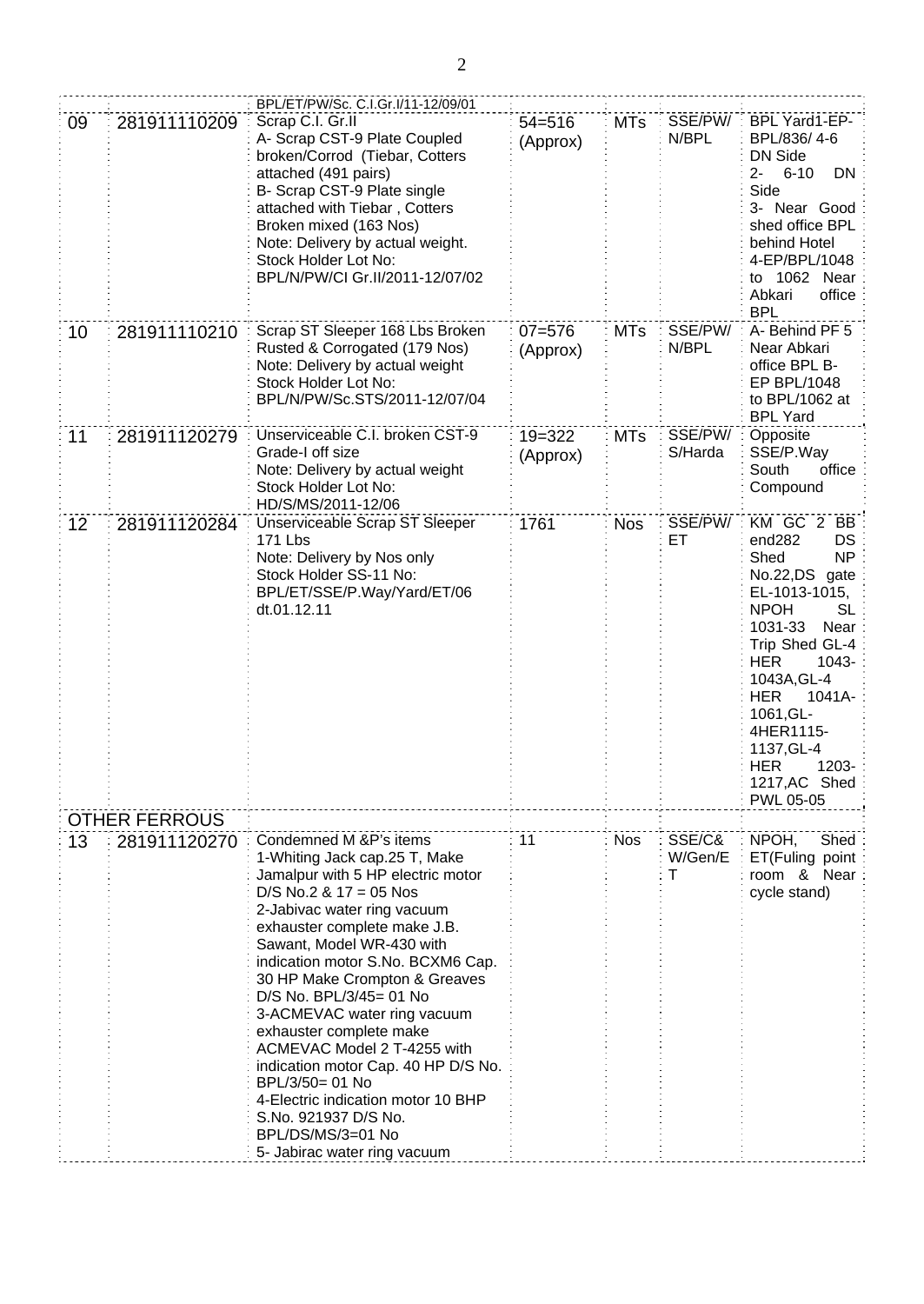| | | | | | | |
|---|---|---|---|---|---|---|
| | | BPL/ET/PW/Sc. C.I.Gr.I/11-12/09/01 | | | | |
| 09 | 281911110209 | Scrap C.I. Gr.II<br>A- Scrap CST-9 Plate Coupled broken/Corrod (Tiebar, Cotters attached (491 pairs)<br>B- Scrap CST-9 Plate single attached with Tiebar , Cotters Broken mixed (163 Nos)<br>Note: Delivery by actual weight.<br>Stock Holder Lot No: BPL/N/PW/CI Gr.II/2011-12/07/02 | 54=516 (Approx) | MTs | SSE/PW/ N/BPL | BPL Yard1-EP-BPL/836/ 4-6 DN Side<br>2- 6-10 DN Side<br>3- Near Good shed office BPL behind Hotel<br>4-EP/BPL/1048 to 1062 Near Abkari office BPL |
| 10 | 281911110210 | Scrap ST Sleeper 168 Lbs Broken Rusted & Corrogated (179 Nos)<br>Note: Delivery by actual weight<br>Stock Holder Lot No: BPL/N/PW/Sc.STS/2011-12/07/04 | 07=576 (Approx) | MTs | SSE/PW/ N/BPL | A- Behind PF 5 Near Abkari office BPL B- EP BPL/1048 to BPL/1062 at BPL Yard |
| 11 | 281911120279 | Unserviceable C.I. broken CST-9 Grade-I off size<br>Note: Delivery by actual weight<br>Stock Holder Lot No: HD/S/MS/2011-12/06 | 19=322 (Approx) | MTs | SSE/PW/ S/Harda | Opposite SSE/P.Way South office Compound |
| 12 | 281911120284 | Unserviceable Scrap ST Sleeper 171 Lbs<br>Note: Delivery by Nos only<br>Stock Holder SS-11 No: BPL/ET/SSE/P.Way/Yard/ET/06 dt.01.12.11 | 1761 | Nos | SSE/PW/ ET | KM GC 2 BB end282 DS Shed NP No.22,DS gate EL-1013-1015, NPOH SL 1031-33 Near Trip Shed GL-4 HER 1043-1043A,GL-4 HER 1041A-1061,GL-4HER1115-1137,GL-4 HER 1203-1217,AC Shed PWL 05-05 |
| OTHER FERROUS | | | | | | |
| 13 | 281911120270 | Condemned M &P's items<br>1-Whiting Jack cap.25 T, Make Jamalpur with 5 HP electric motor D/S No.2 & 17 = 05 Nos<br>2-Jabivac water ring vacuum exhauster complete make J.B. Sawant, Model WR-430 with indication motor S.No. BCXM6 Cap. 30 HP Make Crompton & Greaves D/S No. BPL/3/45= 01 No<br>3-ACMEVAC water ring vacuum exhauster complete make ACMEVAC Model 2 T-4255 with indication motor Cap. 40 HP D/S No. BPL/3/50= 01 No<br>4-Electric indication motor 10 BHP S.No. 921937 D/S No. BPL/DS/MS/3=01 No<br>5- Jabirac water ring vacuum | 11 | Nos | SSE/C& W/Gen/E T | NPOH, Shed ET(Fuling point room & Near cycle stand) |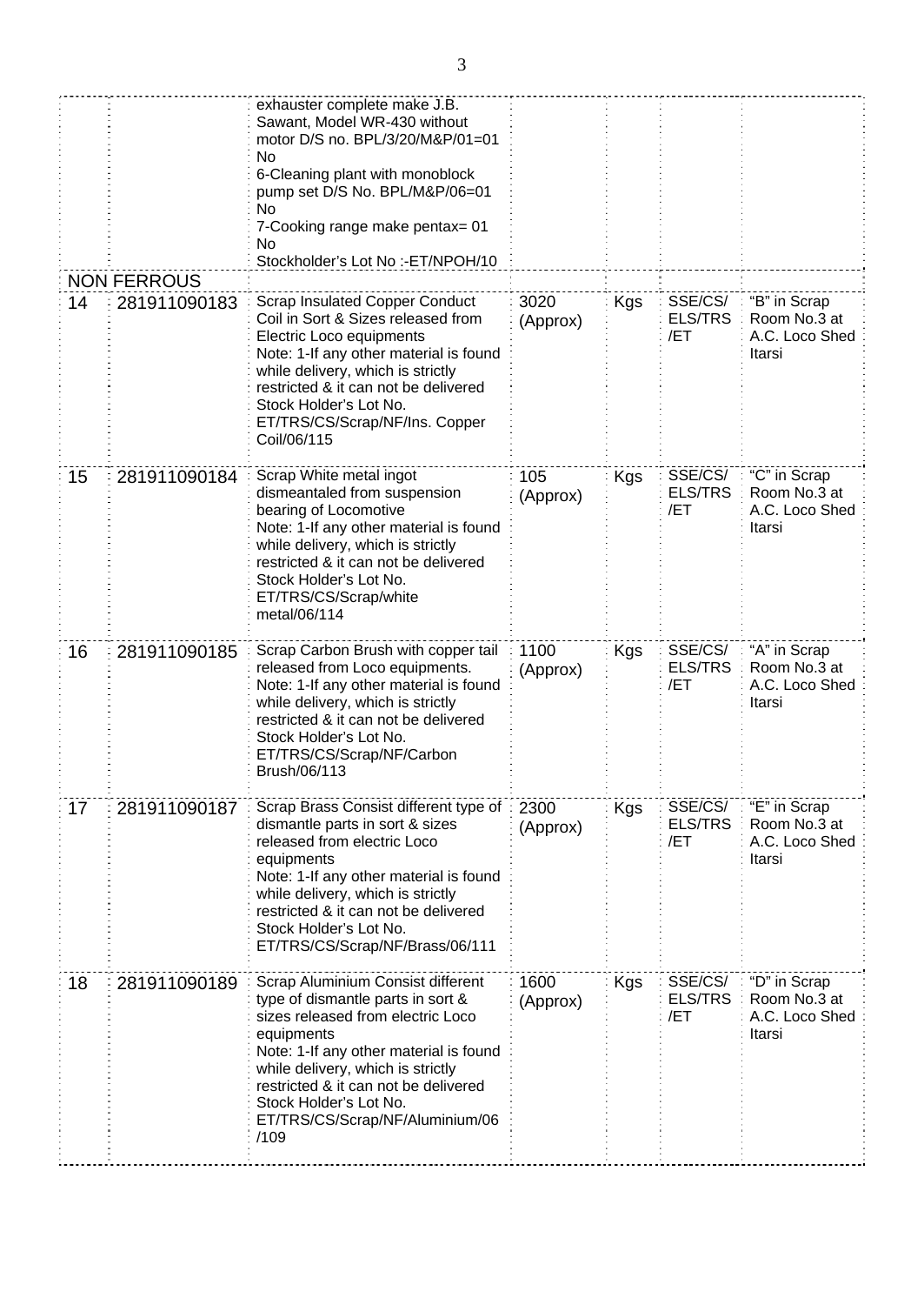|  |  |  |  |  |  |  |
|---|---|---|---|---|---|---|
|  |  | exhauster complete make J.B. Sawant, Model WR-430 without motor D/S no. BPL/3/20/M&P/01=01 No<br>6-Cleaning plant with monoblock pump set D/S No. BPL/M&P/06=01 No<br>7-Cooking range make pentax= 01 No<br>Stockholder's Lot No :-ET/NPOH/10 |  |  |  |  |
|  | NON FERROUS |  |  |  |  |  |
| 14 | 281911090183 | Scrap Insulated Copper Conduct Coil in Sort & Sizes released from Electric Loco equipments<br>Note: 1-If any other material is found while delivery, which is strictly restricted & it can not be delivered<br>Stock Holder's Lot No. ET/TRS/CS/Scrap/NF/Ins. Copper Coil/06/115 | 3020 (Approx) | Kgs | SSE/CS/ ELS/TRS /ET | "B" in Scrap Room No.3 at A.C. Loco Shed Itarsi |
| 15 | 281911090184 | Scrap White metal ingot dismeantaled from suspension bearing of Locomotive<br>Note: 1-If any other material is found while delivery, which is strictly restricted & it can not be delivered<br>Stock Holder's Lot No. ET/TRS/CS/Scrap/white metal/06/114 | 105 (Approx) | Kgs | SSE/CS/ ELS/TRS /ET | "C" in Scrap Room No.3 at A.C. Loco Shed Itarsi |
| 16 | 281911090185 | Scrap Carbon Brush with copper tail released from Loco equipments.<br>Note: 1-If any other material is found while delivery, which is strictly restricted & it can not be delivered<br>Stock Holder's Lot No. ET/TRS/CS/Scrap/NF/Carbon Brush/06/113 | 1100 (Approx) | Kgs | SSE/CS/ ELS/TRS /ET | "A" in Scrap Room No.3 at A.C. Loco Shed Itarsi |
| 17 | 281911090187 | Scrap Brass Consist different type of dismantle parts in sort & sizes released from electric Loco equipments<br>Note: 1-If any other material is found while delivery, which is strictly restricted & it can not be delivered<br>Stock Holder's Lot No. ET/TRS/CS/Scrap/NF/Brass/06/111 | 2300 (Approx) | Kgs | SSE/CS/ ELS/TRS /ET | "E" in Scrap Room No.3 at A.C. Loco Shed Itarsi |
| 18 | 281911090189 | Scrap Aluminium Consist different type of dismantle parts in sort & sizes released from electric Loco equipments<br>Note: 1-If any other material is found while delivery, which is strictly restricted & it can not be delivered<br>Stock Holder's Lot No. ET/TRS/CS/Scrap/NF/Aluminium/06 /109 | 1600 (Approx) | Kgs | SSE/CS/ ELS/TRS /ET | "D" in Scrap Room No.3 at A.C. Loco Shed Itarsi |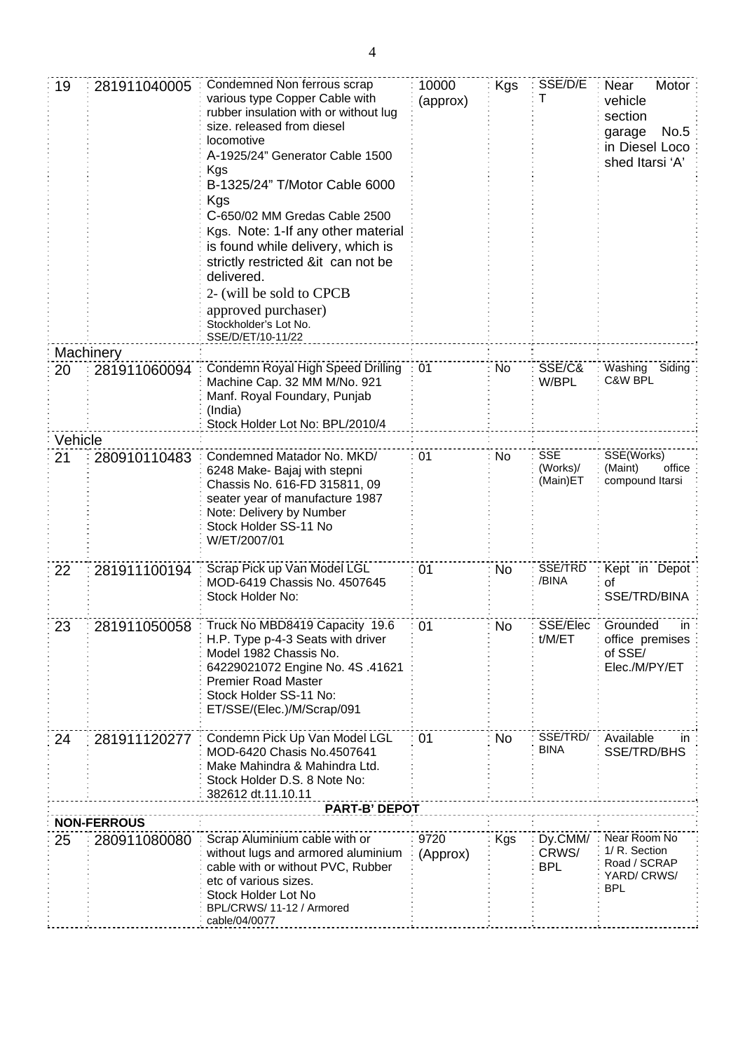| 19 | 281911040005 | Condemned Non ferrous scrap various type Copper Cable with rubber insulation with or without lug size. released from diesel locomotive A-1925/24" Generator Cable 1500 Kgs B-1325/24" T/Motor Cable 6000 Kgs C-650/02 MM Gredas Cable 2500 Kgs. Note: 1-If any other material is found while delivery, which is strictly restricted &it can not be delivered. 2- (will be sold to CPCB approved purchaser) Stockholder's Lot No. SSE/D/ET/10-11/22 | 10000 (approx) | Kgs | SSE/D/ET | Near Motor vehicle section garage No.5 in Diesel Loco shed Itarsi 'A' |
|---|---|---|---|---|---|---|
| Machinery | | | | | | |
| 20 | 281911060094 | Condemn Royal High Speed Drilling Machine Cap. 32 MM M/No. 921 Manf. Royal Foundary, Punjab (India) Stock Holder Lot No: BPL/2010/4 | 01 | No | SSE/C& W/BPL | Washing Siding C&W BPL |
| Vehicle | | | | | | |
| 21 | 280910110483 | Condemned Matador No. MKD/ 6248 Make- Bajaj with stepni Chassis No. 616-FD 315811, 09 seater year of manufacture 1987 Note: Delivery by Number Stock Holder SS-11 No W/ET/2007/01 | 01 | No | SSE (Works)/ (Main)ET | SSE(Works) (Maint) office compound Itarsi |
| 22 | 281911100194 | Scrap Pick up Van Model LGL MOD-6419 Chassis No. 4507645 Stock Holder No: | 01 | No | SSE/TRD /BINA | Kept in Depot of SSE/TRD/BINA |
| 23 | 281911050058 | Truck No MBD8419 Capacity 19.6 H.P. Type p-4-3 Seats with driver Model 1982 Chassis No. 64229021072 Engine No. 4S .41621 Premier Road Master Stock Holder SS-11 No: ET/SSE/(Elec.)/M/Scrap/091 | 01 | No | SSE/Elect/M/ET | Grounded in office premises of SSE/ Elec./M/PY/ET |
| 24 | 281911120277 | Condemn Pick Up Van Model LGL MOD-6420 Chasis No.4507641 Make Mahindra & Mahindra Ltd. Stock Holder D.S. 8 Note No: 382612 dt.11.10.11 | 01 | No | SSE/TRD/ BINA | Available in SSE/TRD/BHS |
| | | **PART-B' DEPOT** | | | | |
| **NON-FERROUS** | | | | | | |
| 25 | 280911080080 | Scrap Aluminium cable with or without lugs and armored aluminium cable with or without PVC, Rubber etc of various sizes. Stock Holder Lot No BPL/CRWS/ 11-12 / Armored cable/04/0077 | 9720 (Approx) | Kgs | Dy.CMM/ CRWS/ BPL | Near Room No 1/ R. Section Road / SCRAP YARD/ CRWS/ BPL |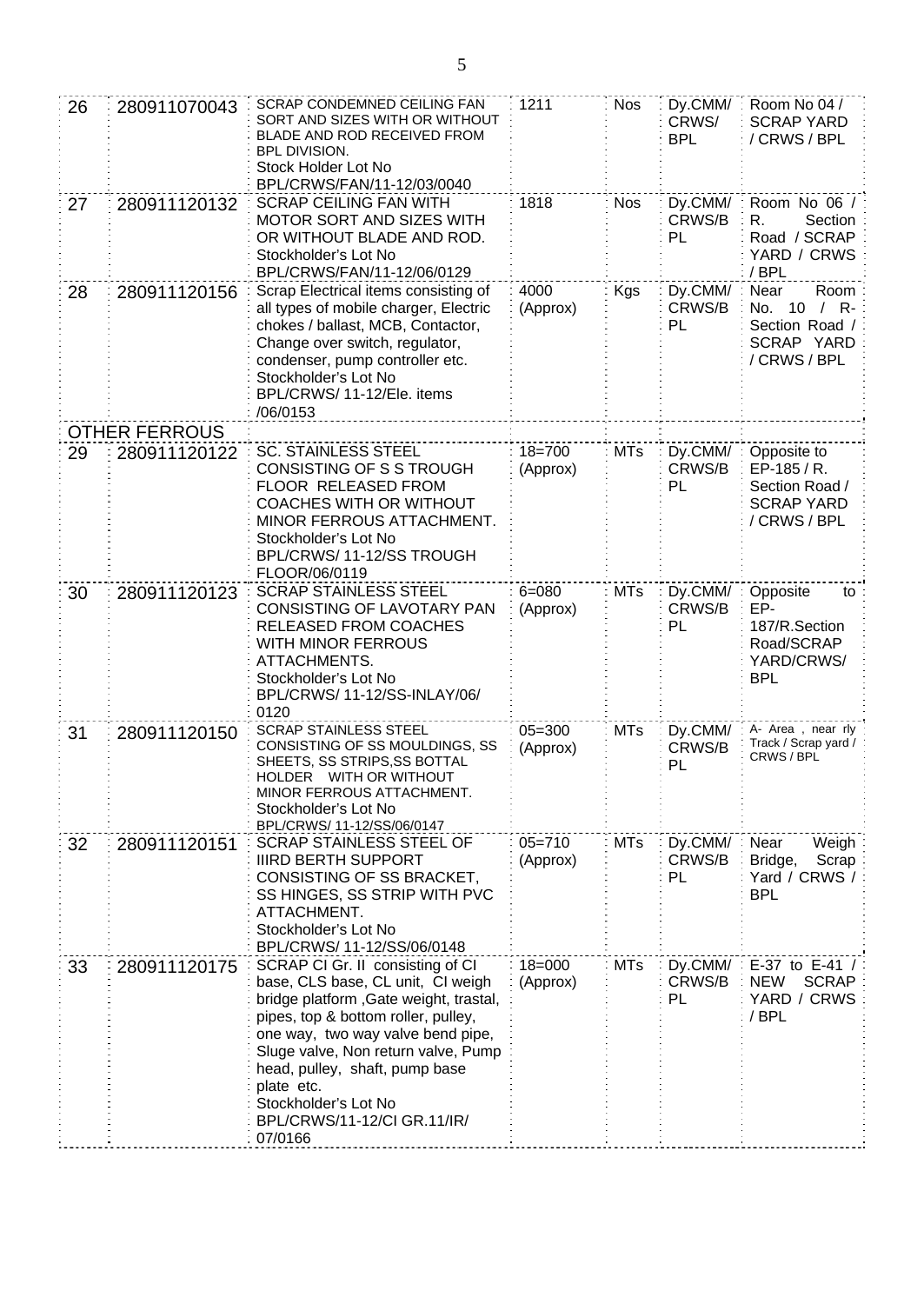| | | | | | | |
|---|---|---|---|---|---|---|
| 26 | 280911070043 | SCRAP CONDEMNED CEILING FAN SORT AND SIZES WITH OR WITHOUT BLADE AND ROD RECEIVED FROM BPL DIVISION. Stock Holder Lot No BPL/CRWS/FAN/11-12/03/0040 | 1211 | Nos | Dy.CMM/ CRWS/ BPL | Room No 04 / SCRAP YARD / CRWS / BPL |
| 27 | 280911120132 | SCRAP CEILING FAN WITH MOTOR SORT AND SIZES WITH OR WITHOUT BLADE AND ROD. Stockholder's Lot No BPL/CRWS/FAN/11-12/06/0129 | 1818 | Nos | Dy.CMM/ CRWS/BPL | Room No 06 / R. Section Road / SCRAP YARD / CRWS / BPL |
| 28 | 280911120156 | Scrap Electrical items consisting of all types of mobile charger, Electric chokes / ballast, MCB, Contactor, Change over switch, regulator, condenser, pump controller etc. Stockholder's Lot No BPL/CRWS/ 11-12/Ele. items /06/0153 | 4000 (Approx) | Kgs | Dy.CMM/ CRWS/BPL | Near Room No. 10 / R-Section Road / SCRAP YARD / CRWS / BPL |
| **OTHER FERROUS** | | | | | | |
| 29 | 280911120122 | SC. STAINLESS STEEL CONSISTING OF S S TROUGH FLOOR RELEASED FROM COACHES WITH OR WITHOUT MINOR FERROUS ATTACHMENT. Stockholder's Lot No BPL/CRWS/ 11-12/SS TROUGH FLOOR/06/0119 | 18=700 (Approx) | MTs | Dy.CMM/ CRWS/BPL | Opposite to EP-185 / R. Section Road / SCRAP YARD / CRWS / BPL |
| 30 | 280911120123 | SCRAP STAINLESS STEEL CONSISTING OF LAVOTARY PAN RELEASED FROM COACHES WITH MINOR FERROUS ATTACHMENTS. Stockholder's Lot No BPL/CRWS/ 11-12/SS-INLAY/06/ 0120 | 6=080 (Approx) | MTs | Dy.CMM/ CRWS/BPL | Opposite to EP-187/R.Section Road/SCRAP YARD/CRWS/ BPL |
| 31 | 280911120150 | SCRAP STAINLESS STEEL CONSISTING OF SS MOULDINGS, SS SHEETS, SS STRIPS,SS BOTTAL HOLDER WITH OR WITHOUT MINOR FERROUS ATTACHMENT. Stockholder's Lot No BPL/CRWS/ 11-12/SS/06/0147 | 05=300 (Approx) | MTs | Dy.CMM/ CRWS/BPL | A- Area , near rly Track / Scrap yard / CRWS / BPL |
| 32 | 280911120151 | SCRAP STAINLESS STEEL OF IIIRD BERTH SUPPORT CONSISTING OF SS BRACKET, SS HINGES, SS STRIP WITH PVC ATTACHMENT. Stockholder's Lot No BPL/CRWS/ 11-12/SS/06/0148 | 05=710 (Approx) | MTs | Dy.CMM/ CRWS/BPL | Near Weigh Bridge, Scrap Yard / CRWS / BPL |
| 33 | 280911120175 | SCRAP CI Gr. II consisting of CI base, CLS base, CL unit, CI weigh bridge platform ,Gate weight, trastal, pipes, top & bottom roller, pulley, one way, two way valve bend pipe, Sluge valve, Non return valve, Pump head, pulley, shaft, pump base plate etc. Stockholder's Lot No BPL/CRWS/11-12/CI GR.11/IR/ 07/0166 | 18=000 (Approx) | MTs | Dy.CMM/ CRWS/BPL | E-37 to E-41 / NEW SCRAP YARD / CRWS / BPL |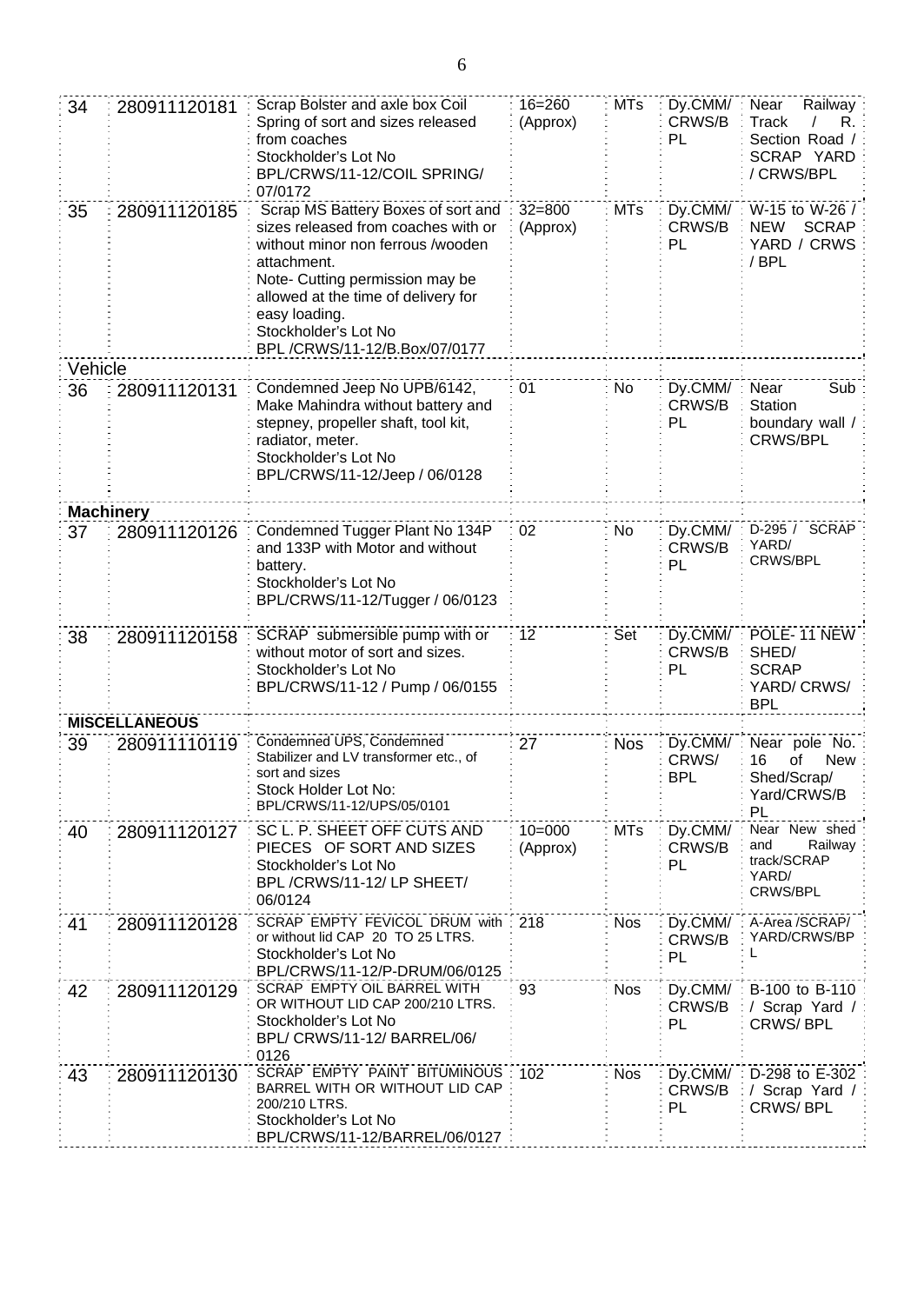| | | | | | | |
|---|---|---|---|---|---|---|
| 34 | 280911120181 | Scrap Bolster and axle box Coil Spring of sort and sizes released from coaches<br>Stockholder's Lot No<br>BPL/CRWS/11-12/COIL SPRING/ 07/0172 | 16=260 (Approx) | MTs | Dy.CMM/ CRWS/BPL | Near Railway Track / R. Section Road / SCRAP YARD / CRWS/BPL |
| 35 | 280911120185 | Scrap MS Battery Boxes of sort and sizes released from coaches with or without minor non ferrous /wooden attachment.<br>Note- Cutting permission may be allowed at the time of delivery for easy loading.<br>Stockholder's Lot No<br>BPL /CRWS/11-12/B.Box/07/0177 | 32=800 (Approx) | MTs | Dy.CMM/ CRWS/BPL | W-15 to W-26 / NEW SCRAP YARD / CRWS / BPL |
| **Vehicle** | | | | | | |
| 36 | 280911120131 | Condemned Jeep No UPB/6142, Make Mahindra without battery and stepney, propeller shaft, tool kit, radiator, meter.<br>Stockholder's Lot No<br>BPL/CRWS/11-12/Jeep / 06/0128 | 01 | No | Dy.CMM/ CRWS/BPL | Near Sub Station boundary wall / CRWS/BPL |
| **Machinery** | | | | | | |
| 37 | 280911120126 | Condemned Tugger Plant No 134P and 133P with Motor and without battery.<br>Stockholder's Lot No<br>BPL/CRWS/11-12/Tugger / 06/0123 | 02 | No | Dy.CMM/ CRWS/BPL | D-295 / SCRAP YARD/ CRWS/BPL |
| 38 | 280911120158 | SCRAP submersible pump with or without motor of sort and sizes.<br>Stockholder's Lot No<br>BPL/CRWS/11-12 / Pump / 06/0155 | 12 | Set | Dy.CMM/ CRWS/BPL | POLE- 11 NEW SHED/ SCRAP YARD/ CRWS/ BPL |
| **MISCELLANEOUS** | | | | | | |
| 39 | 280911110119 | Condemned UPS, Condemned Stabilizer and LV transformer etc., of sort and sizes<br>Stock Holder Lot No:<br>BPL/CRWS/11-12/UPS/05/0101 | 27 | Nos | Dy.CMM/ CRWS/ BPL | Near pole No. 16 of New Shed/Scrap/ Yard/CRWS/BPL |
| 40 | 280911120127 | SC L. P. SHEET OFF CUTS AND PIECES OF SORT AND SIZES<br>Stockholder's Lot No<br>BPL /CRWS/11-12/ LP SHEET/ 06/0124 | 10=000 (Approx) | MTs | Dy.CMM/ CRWS/BPL | Near New shed and Railway track/SCRAP YARD/ CRWS/BPL |
| 41 | 280911120128 | SCRAP EMPTY FEVICOL DRUM with or without lid CAP 20 TO 25 LTRS.<br>Stockholder's Lot No<br>BPL/CRWS/11-12/P-DRUM/06/0125 | 218 | Nos | Dy.CMM/ CRWS/BPL | A-Area /SCRAP/ YARD/CRWS/BPL |
| 42 | 280911120129 | SCRAP EMPTY OIL BARREL WITH OR WITHOUT LID CAP 200/210 LTRS.<br>Stockholder's Lot No<br>BPL/ CRWS/11-12/ BARREL/06/ 0126 | 93 | Nos | Dy.CMM/ CRWS/BPL | B-100 to B-110 / Scrap Yard / CRWS/ BPL |
| 43 | 280911120130 | SCRAP EMPTY PAINT BITUMINOUS BARREL WITH OR WITHOUT LID CAP 200/210 LTRS.<br>Stockholder's Lot No<br>BPL/CRWS/11-12/BARREL/06/0127 | 102 | Nos | Dy.CMM/ CRWS/BPL | D-298 to E-302 / Scrap Yard / CRWS/ BPL |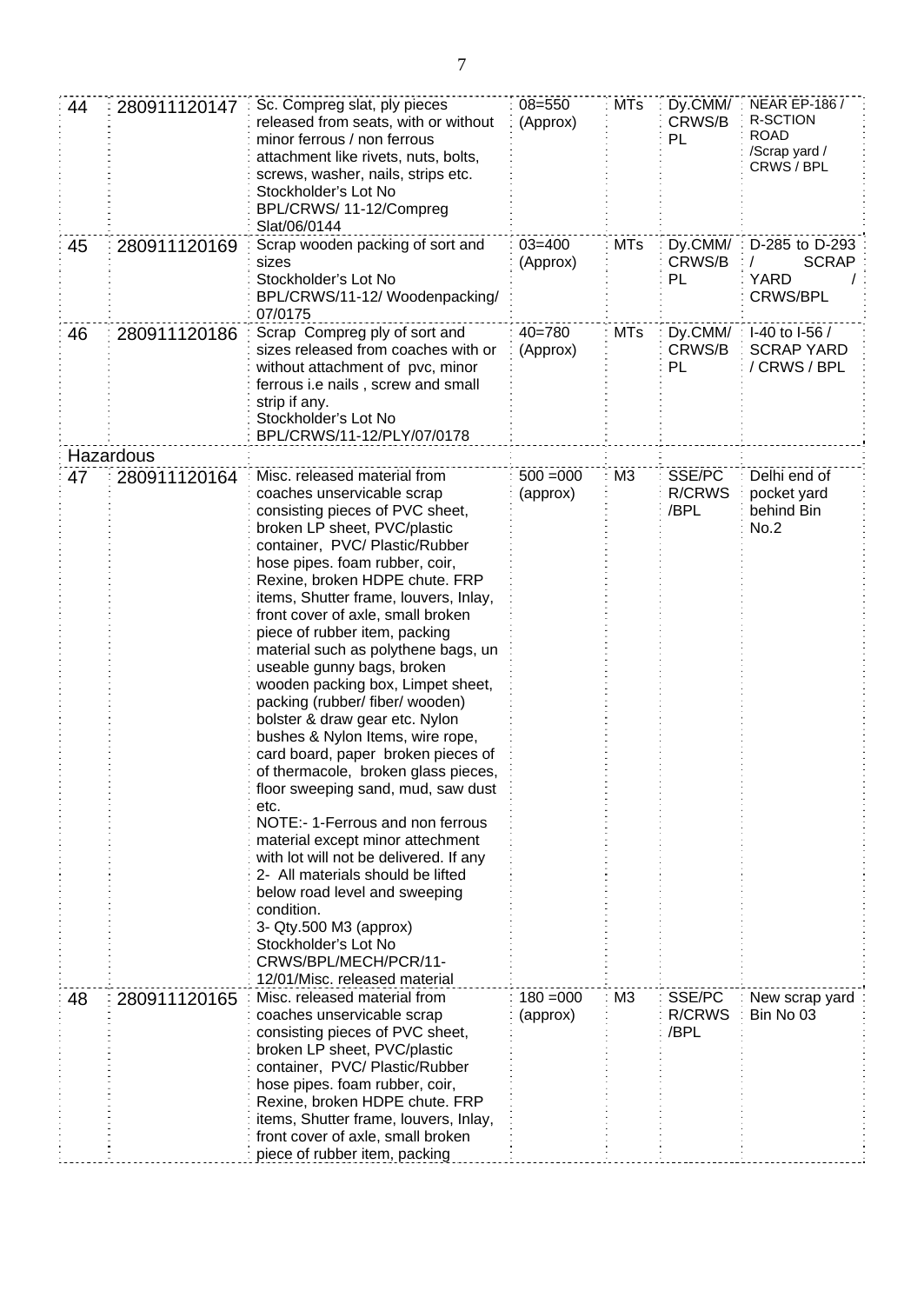| | | | | | | |
|---|---|---|---|---|---|---|
| 44 | 280911120147 | Sc. Compreg slat, ply pieces released from seats, with or without minor ferrous / non ferrous attachment like rivets, nuts, bolts, screws, washer, nails, strips etc. Stockholder's Lot No BPL/CRWS/ 11-12/Compreg Slat/06/0144 | 08=550 (Approx) | MTs | Dy.CMM/ CRWS/B PL | NEAR EP-186 / R-SCTION ROAD /Scrap yard / CRWS / BPL |
| 45 | 280911120169 | Scrap wooden packing of sort and sizes Stockholder's Lot No BPL/CRWS/11-12/ Woodenpacking/ 07/0175 | 03=400 (Approx) | MTs | Dy.CMM/ CRWS/B PL | D-285 to D-293 / SCRAP YARD / CRWS/BPL |
| 46 | 280911120186 | Scrap Compreg ply of sort and sizes released from coaches with or without attachment of pvc, minor ferrous i.e nails , screw and small strip if any. Stockholder's Lot No BPL/CRWS/11-12/PLY/07/0178 | 40=780 (Approx) | MTs | Dy.CMM/ CRWS/B PL | I-40 to I-56 / SCRAP YARD / CRWS / BPL |
| Hazardous | | | | | | |
| 47 | 280911120164 | Misc. released material from coaches unservicable scrap consisting pieces of PVC sheet, broken LP sheet, PVC/plastic container, PVC/ Plastic/Rubber hose pipes. foam rubber, coir, Rexine, broken HDPE chute. FRP items, Shutter frame, louvers, Inlay, front cover of axle, small broken piece of rubber item, packing material such as polythene bags, un useable gunny bags, broken wooden packing box, Limpet sheet, packing (rubber/ fiber/ wooden) bolster & draw gear etc. Nylon bushes & Nylon Items, wire rope, card board, paper broken pieces of of thermacole, broken glass pieces, floor sweeping sand, mud, saw dust etc. NOTE:- 1-Ferrous and non ferrous material except minor attachment with lot will not be delivered. If any 2- All materials should be lifted below road level and sweeping condition. 3- Qty.500 M3 (approx) Stockholder's Lot No CRWS/BPL/MECH/PCR/11-12/01/Misc. released material | 500 =000 (approx) | M3 | SSE/PC R/CRWS /BPL | Delhi end of pocket yard behind Bin No.2 |
| 48 | 280911120165 | Misc. released material from coaches unservicable scrap consisting pieces of PVC sheet, broken LP sheet, PVC/plastic container, PVC/ Plastic/Rubber hose pipes. foam rubber, coir, Rexine, broken HDPE chute. FRP items, Shutter frame, louvers, Inlay, front cover of axle, small broken piece of rubber item, packing | 180 =000 (approx) | M3 | SSE/PC R/CRWS /BPL | New scrap yard Bin No 03 |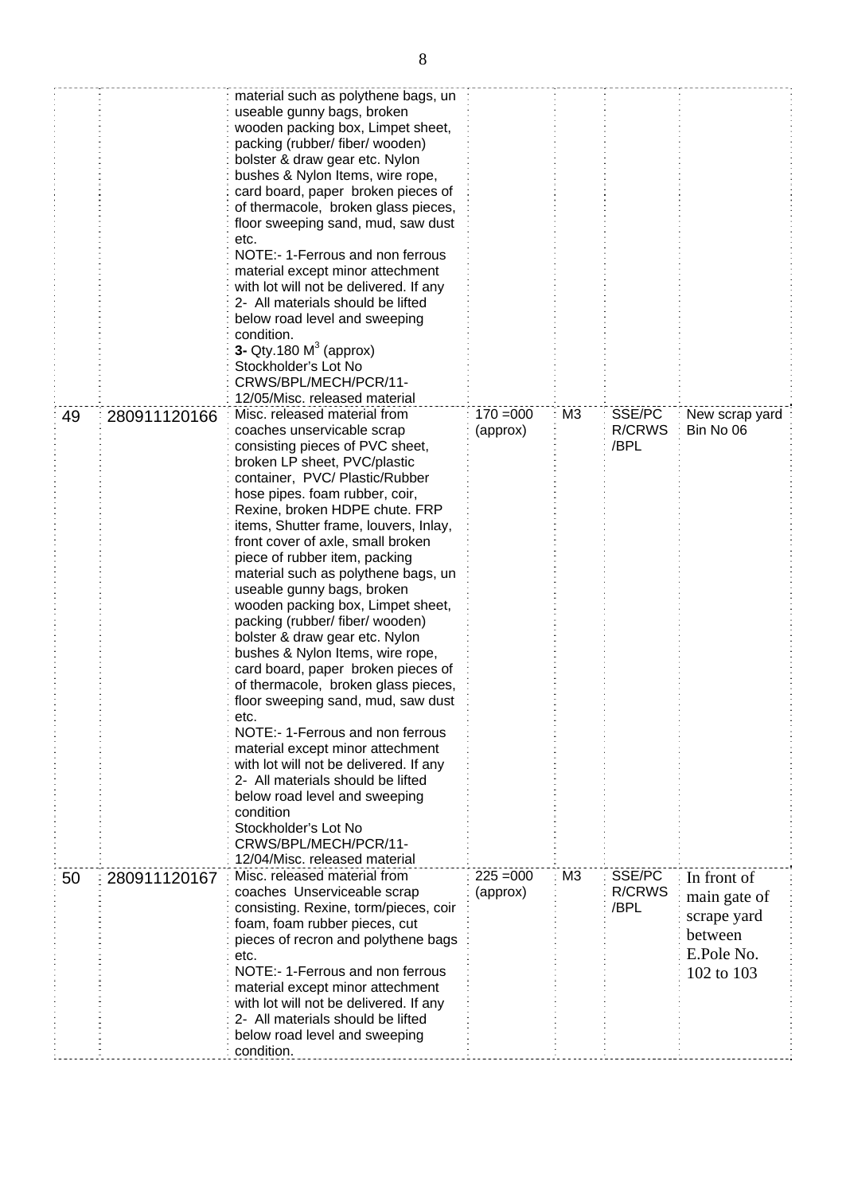| | | | | | | |
|---|---|---|---|---|---|---|
| | | material such as polythene bags, un useable gunny bags, broken wooden packing box, Limpet sheet, packing (rubber/ fiber/ wooden) bolster & draw gear etc. Nylon bushes & Nylon Items, wire rope, card board, paper broken pieces of of thermacole, broken glass pieces, floor sweeping sand, mud, saw dust etc.<br>NOTE:- 1-Ferrous and non ferrous material except minor attechment with lot will not be delivered. If any<br>2- All materials should be lifted below road level and sweeping condition.<br>**3-** Qty.180 $M^3$ (approx)<br>Stockholder's Lot No CRWS/BPL/MECH/PCR/11-12/05/Misc. released material | | | | |
| 49 | 280911120166 | Misc. released material from coaches unservicable scrap consisting pieces of PVC sheet, broken LP sheet, PVC/plastic container, PVC/ Plastic/Rubber hose pipes. foam rubber, coir, Rexine, broken HDPE chute. FRP items, Shutter frame, louvers, Inlay, front cover of axle, small broken piece of rubber item, packing material such as polythene bags, un useable gunny bags, broken wooden packing box, Limpet sheet, packing (rubber/ fiber/ wooden) bolster & draw gear etc. Nylon bushes & Nylon Items, wire rope, card board, paper broken pieces of of thermacole, broken glass pieces, floor sweeping sand, mud, saw dust etc.<br>NOTE:- 1-Ferrous and non ferrous material except minor attechment with lot will not be delivered. If any<br>2- All materials should be lifted below road level and sweeping condition<br>Stockholder's Lot No CRWS/BPL/MECH/PCR/11-12/04/Misc. released material | 170 =000 (approx) | M3 | SSE/PC R/CRWS /BPL | New scrap yard Bin No 06 |
| 50 | 280911120167 | Misc. released material from coaches Unserviceable scrap consisting. Rexine, torm/pieces, coir foam, foam rubber pieces, cut pieces of recron and polythene bags etc.<br>NOTE:- 1-Ferrous and non ferrous material except minor attechment with lot will not be delivered. If any<br>2- All materials should be lifted below road level and sweeping condition. | 225 =000 (approx) | M3 | SSE/PC R/CRWS /BPL | In front of main gate of scrape yard between E.Pole No. 102 to 103 |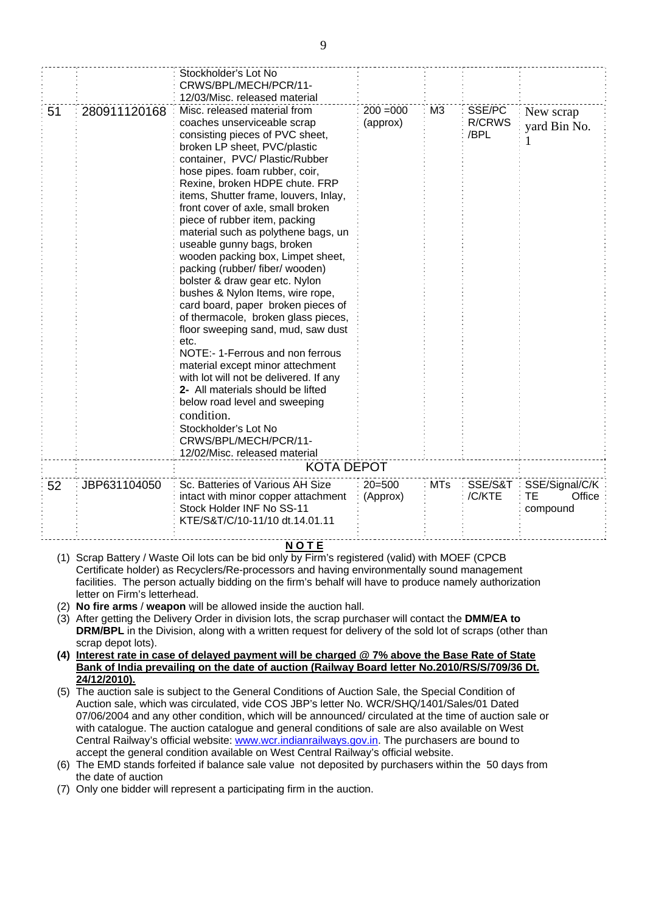| | | | | | | |
|---|---|---|---|---|---|---|
| | | Stockholder's Lot No CRWS/BPL/MECH/PCR/11-12/03/Misc. released material | | | | |
| 51 | 280911120168 | Misc. released material from coaches unserviceable scrap consisting pieces of PVC sheet, broken LP sheet, PVC/plastic container, PVC/ Plastic/Rubber hose pipes. foam rubber, coir, Rexine, broken HDPE chute. FRP items, Shutter frame, louvers, Inlay, front cover of axle, small broken piece of rubber item, packing material such as polythene bags, un useable gunny bags, broken wooden packing box, Limpet sheet, packing (rubber/ fiber/ wooden) bolster & draw gear etc. Nylon bushes & Nylon Items, wire rope, card board, paper broken pieces of of thermacole, broken glass pieces, floor sweeping sand, mud, saw dust etc.<br>NOTE:- 1-Ferrous and non ferrous material except minor attachment with lot will not be delivered. If any<br>**2-** All materials should be lifted below road level and sweeping condition.<br>Stockholder's Lot No CRWS/BPL/MECH/PCR/11-12/02/Misc. released material | 200 =000 (approx) | M3 | SSE/PCR/CRWS/BPL | New scrap yard Bin No. 1 |
| | | KOTA DEPOT | | | | |
| 52 | JBP631104050 | Sc. Batteries of Various AH Size intact with minor copper attachment Stock Holder INF No SS-11 KTE/S&T/C/10-11/10 dt.14.01.11 | 20=500 (Approx) | MTs | SSE/S&T/C/KTE | SSE/Signal/C/KTE Office compound |

**NOTE**

1. Scrap Battery / Waste Oil lots can be bid only by Firm's registered (valid) with MOEF (CPCB Certificate holder) as Recyclers/Re-processors and having environmentally sound management facilities. The person actually bidding on the firm's behalf will have to produce namely authorization letter on Firm's letterhead.
2. **No fire arms** / **weapon** will be allowed inside the auction hall.
3. After getting the Delivery Order in division lots, the scrap purchaser will contact the **DMM/EA to DRM/BPL** in the Division, along with a written request for delivery of the sold lot of scraps (other than scrap depot lots).
4. **<u>Interest rate in case of delayed payment will be charged @ 7% above the Base Rate of State Bank of India prevailing on the date of auction (Railway Board letter No.2010/RS/S/709/36 Dt. 24/12/2010).</u>**
5. The auction sale is subject to the General Conditions of Auction Sale, the Special Condition of Auction sale, which was circulated, vide COS JBP's letter No. WCR/SHQ/1401/Sales/01 Dated 07/06/2004 and any other condition, which will be announced/ circulated at the time of auction sale or with catalogue. The auction catalogue and general conditions of sale are also available on West Central Railway's official website: www.wcr.indianrailways.gov.in. The purchasers are bound to accept the general condition available on West Central Railway's official website.
6. The EMD stands forfeited if balance sale value not deposited by purchasers within the 50 days from the date of auction
7. Only one bidder will represent a participating firm in the auction.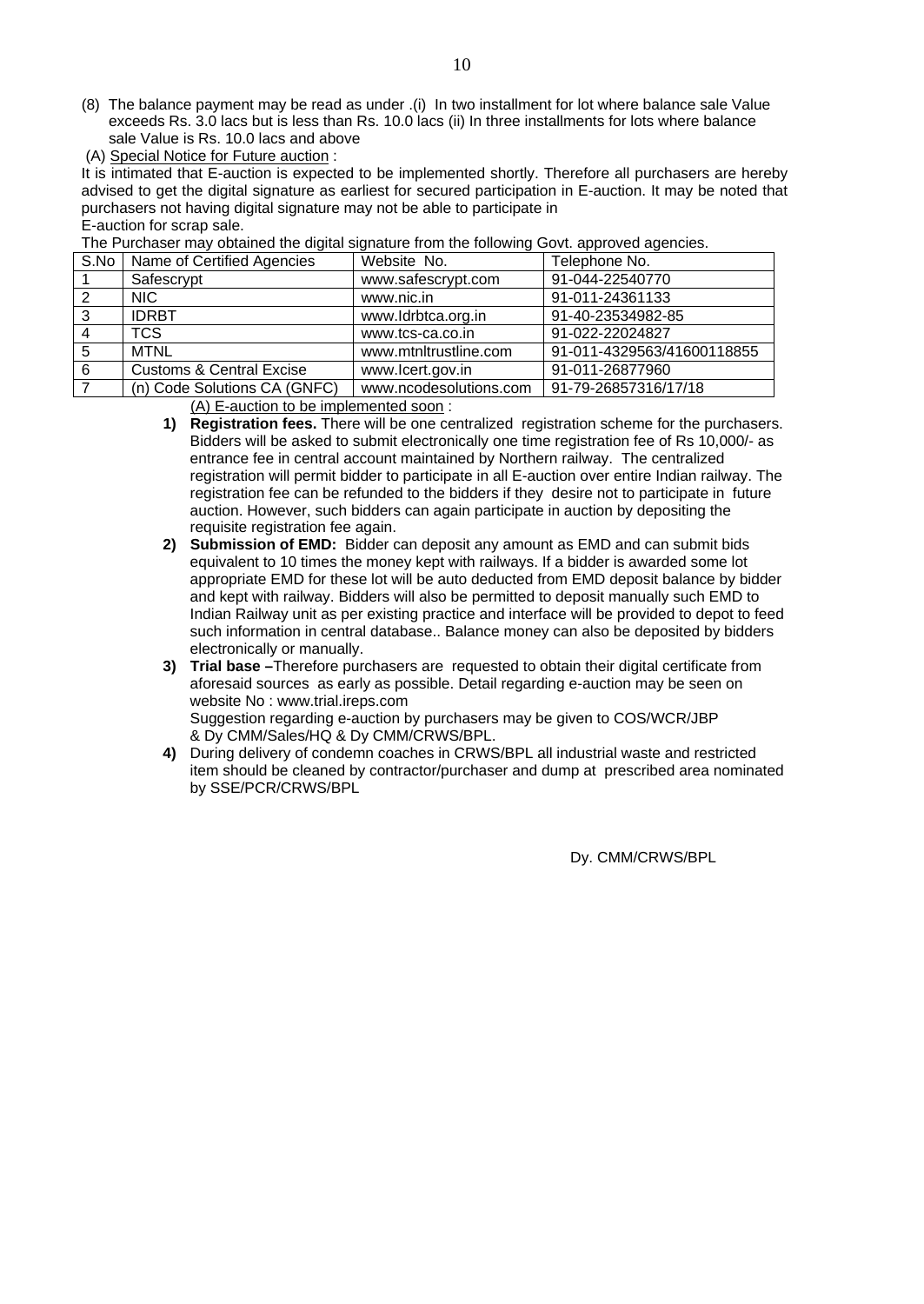(8) The balance payment may be read as under .(i) In two installment for lot where balance sale Value exceeds Rs. 3.0 lacs but is less than Rs. 10.0 lacs (ii) In three installments for lots where balance sale Value is Rs. 10.0 lacs and above

(A) Special Notice for Future auction :

It is intimated that E-auction is expected to be implemented shortly. Therefore all purchasers are hereby advised to get the digital signature as earliest for secured participation in E-auction. It may be noted that purchasers not having digital signature may not be able to participate in E-auction for scrap sale.

The Purchaser may obtained the digital signature from the following Govt. approved agencies.

| S.No | Name of Certified Agencies | Website No. | Telephone No. |
|---|---|---|---|
| 1 | Safescrypt | www.safescrypt.com | 91-044-22540770 |
| 2 | NIC | www.nic.in | 91-011-24361133 |
| 3 | IDRBT | www.Idrbtca.org.in | 91-40-23534982-85 |
| 4 | TCS | www.tcs-ca.co.in | 91-022-22024827 |
| 5 | MTNL | www.mtnltrustline.com | 91-011-4329563/41600118855 |
| 6 | Customs & Central Excise | www.Icert.gov.in | 91-011-26877960 |
| 7 | (n) Code Solutions CA (GNFC) | www.ncodesolutions.com | 91-79-26857316/17/18 |

(A) E-auction to be implemented soon :

1) **Registration fees.** There will be one centralized registration scheme for the purchasers. Bidders will be asked to submit electronically one time registration fee of Rs 10,000/- as entrance fee in central account maintained by Northern railway. The centralized registration will permit bidder to participate in all E-auction over entire Indian railway. The registration fee can be refunded to the bidders if they desire not to participate in future auction. However, such bidders can again participate in auction by depositing the requisite registration fee again.
2) **Submission of EMD:** Bidder can deposit any amount as EMD and can submit bids equivalent to 10 times the money kept with railways. If a bidder is awarded some lot appropriate EMD for these lot will be auto deducted from EMD deposit balance by bidder and kept with railway. Bidders will also be permitted to deposit manually such EMD to Indian Railway unit as per existing practice and interface will be provided to depot to feed such information in central database.. Balance money can also be deposited by bidders electronically or manually.
3) **Trial base –**Therefore purchasers are requested to obtain their digital certificate from aforesaid sources as early as possible. Detail regarding e-auction may be seen on website No : www.trial.ireps.com
   Suggestion regarding e-auction by purchasers may be given to COS/WCR/JBP & Dy CMM/Sales/HQ & Dy CMM/CRWS/BPL.
4) During delivery of condemn coaches in CRWS/BPL all industrial waste and restricted item should be cleaned by contractor/purchaser and dump at prescribed area nominated by SSE/PCR/CRWS/BPL

Dy. CMM/CRWS/BPL